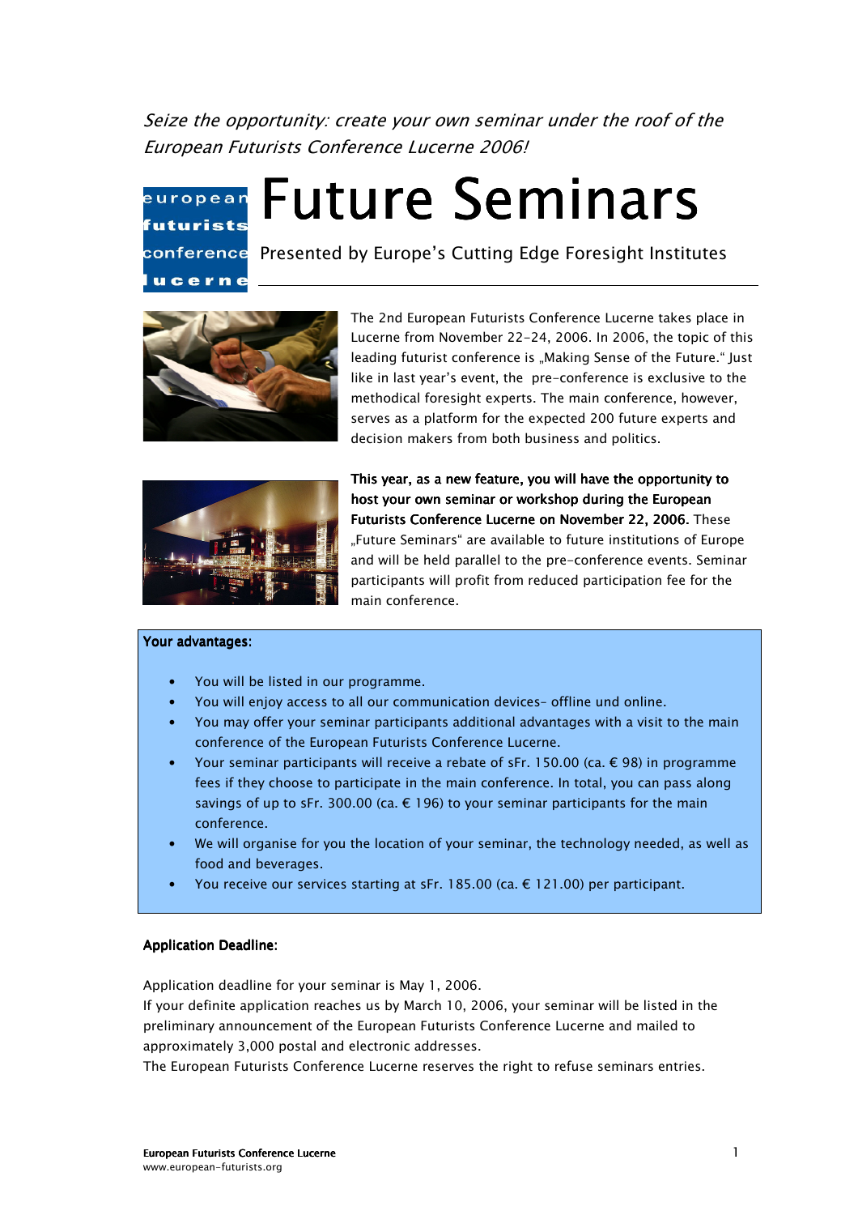*Seize the opportunity: create your own seminar under the roof of the European Futurists Conference Lucerne 2006!*

european futurists conference lucerne

# Future Seminars

Presented by Europe's Cutting Edge Foresight Institutes

The 2nd European Futurists Conference Lucerne takes place in Lucerne from November 22-24, 2006. In 2006, the topic of this leading futurist conference is „Making Sense of the Future." Just like in last year's event, the pre-conference is exclusive to the methodical foresight experts. The main conference, however, serves as a platform for the expected 200 future experts and decision makers from both business and politics.

**This year, as a new feature, you will have the opportunity to host your own seminar or workshop during the European Futurists Conference Lucerne on November 22, 2006.** These „Future Seminars" are available to future institutions of Europe and will be held parallel to the pre-conference events. Seminar participants will profit from reduced participation fee for the main conference.

**Your advantages:**

- You will be listed in our programme.
- You will enjoy access to all our communication devices- offline und online.
- You may offer your seminar participants additional advantages with a visit to the main conference of the European Futurists Conference Lucerne.
- Your seminar participants will receive a rebate of sFr. 150.00 (ca. € 98) in programme fees if they choose to participate in the main conference. In total, you can pass along savings of up to sFr. 300.00 (ca. € 196) to your seminar participants for the main conference.
- We will organise for you the location of your seminar, the technology needed, as well as food and beverages.
- You receive our services starting at sFr. 185.00 (ca. € 121.00) per participant.

**Application Deadline:**

Application deadline for your seminar is May 1, 2006.
If your definite application reaches us by March 10, 2006, your seminar will be listed in the preliminary announcement of the European Futurists Conference Lucerne and mailed to approximately 3,000 postal and electronic addresses.
The European Futurists Conference Lucerne reserves the right to refuse seminars entries.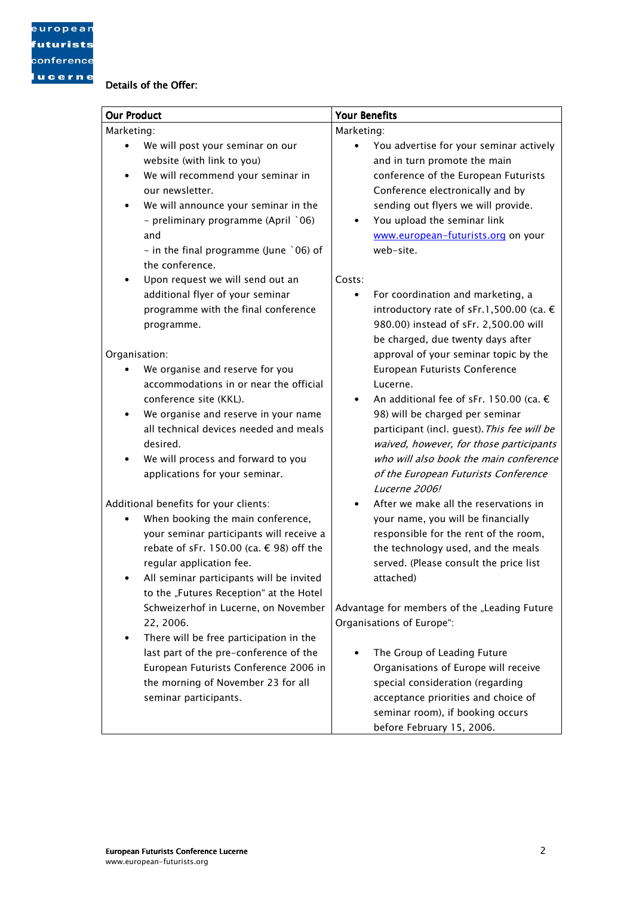**Details of the Offer:**

| **Our Product** | **Your Benefits** |
|---|---|
| Marketing:<br>• We will post your seminar on our website (with link to you)<br>• We will recommend your seminar in our newsletter.<br>• We will announce your seminar in the<br>- preliminary programme (April `06) and<br>- in the final programme (June `06) of the conference.<br>• Upon request we will send out an additional flyer of your seminar programme with the final conference programme.<br><br>Organisation:<br>• We organise and reserve for you accommodations in or near the official conference site (KKL).<br>• We organise and reserve in your name all technical devices needed and meals desired.<br>• We will process and forward to you applications for your seminar.<br><br>Additional benefits for your clients:<br>• When booking the main conference, your seminar participants will receive a rebate of sFr. 150.00 (ca. € 98) off the regular application fee.<br>• All seminar participants will be invited to the „Futures Reception" at the Hotel Schweizerhof in Lucerne, on November 22, 2006.<br>• There will be free participation in the last part of the pre-conference of the European Futurists Conference 2006 in the morning of November 23 for all seminar participants. | Marketing:<br>• You advertise for your seminar actively and in turn promote the main conference of the European Futurists Conference electronically and by sending out flyers we will provide.<br>• You upload the seminar link www.european-futurists.org on your web-site.<br><br>Costs:<br>• For coordination and marketing, a introductory rate of sFr.1,500.00 (ca. € 980.00) instead of sFr. 2,500.00 will be charged, due twenty days after approval of your seminar topic by the European Futurists Conference Lucerne.<br>• An additional fee of sFr. 150.00 (ca. € 98) will be charged per seminar participant (incl. guest). *This fee will be waived, however, for those participants who will also book the main conference of the European Futurists Conference Lucerne 2006!*<br>• After we make all the reservations in your name, you will be financially responsible for the rent of the room, the technology used, and the meals served. (Please consult the price list attached)<br><br>Advantage for members of the „Leading Future Organisations of Europe":<br><br>• The Group of Leading Future Organisations of Europe will receive special consideration (regarding acceptance priorities and choice of seminar room), if booking occurs before February 15, 2006. |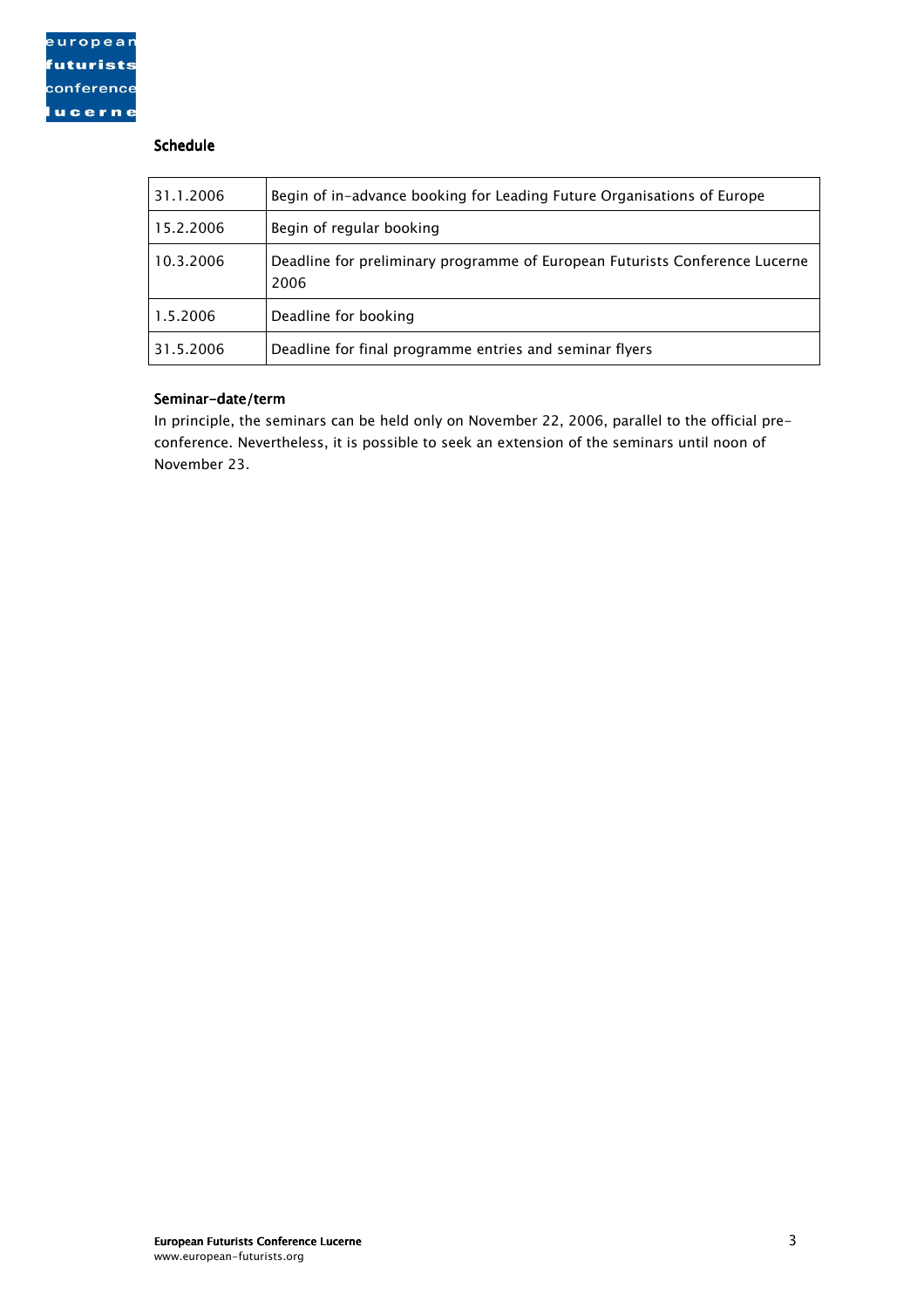## Schedule

| | |
|---|---|
| 31.1.2006 | Begin of in-advance booking for Leading Future Organisations of Europe |
| 15.2.2006 | Begin of regular booking |
| 10.3.2006 | Deadline for preliminary programme of European Futurists Conference Lucerne 2006 |
| 1.5.2006 | Deadline for booking |
| 31.5.2006 | Deadline for final programme entries and seminar flyers |

### Seminar-date/term

In principle, the seminars can be held only on November 22, 2006, parallel to the official pre-conference. Nevertheless, it is possible to seek an extension of the seminars until noon of November 23.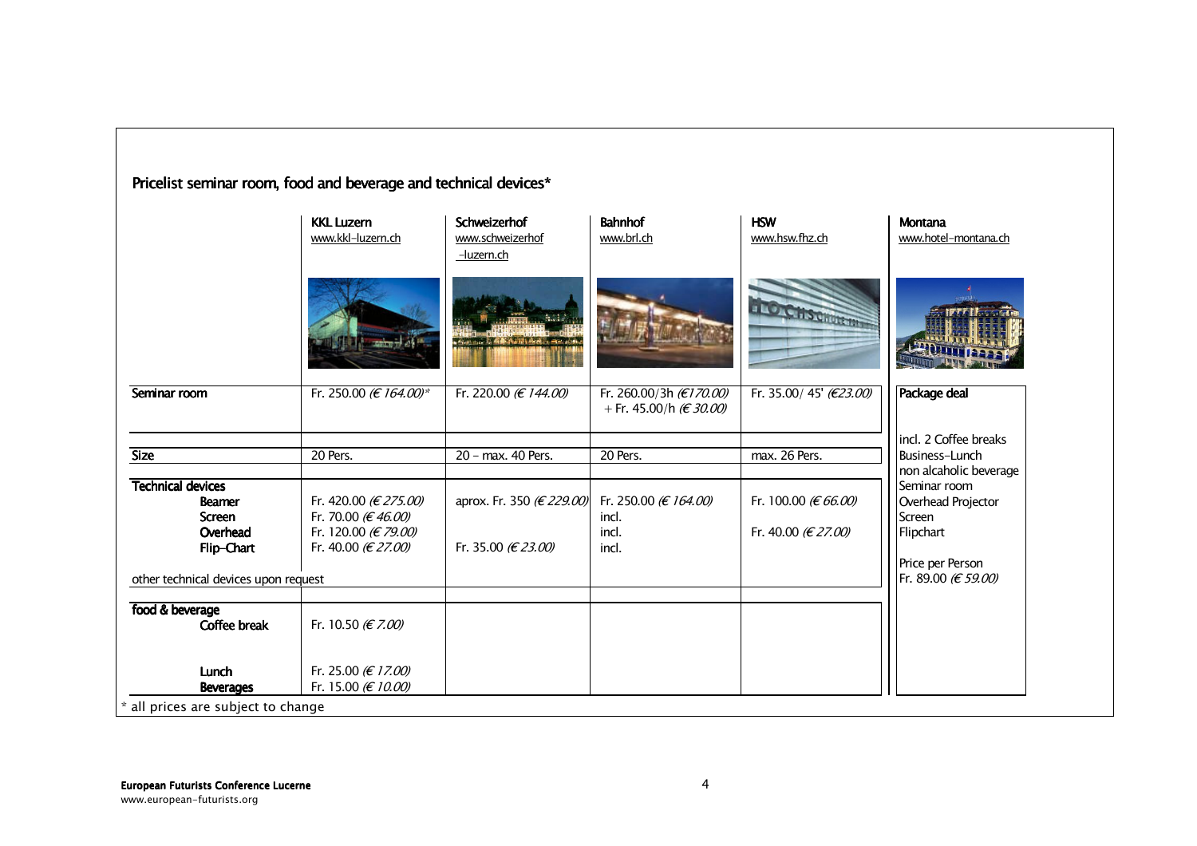## Pricelist seminar room, food and beverage and technical devices*

| | KKL Luzern<br>www.kkl-luzern.ch | Schweizerhof<br>www.schweizerhof-luzern.ch | Bahnhof<br>www.brl.ch | HSW<br>www.hsw.fhz.ch | Montana<br>www.hotel-montana.ch |
|---|---|---|---|---|---|
| **Seminar room** | Fr. 250.00 *(€ 164.00)** | Fr. 220.00 *(€ 144.00)* | Fr. 260.00/3h *(€170.00)*<br>+ Fr. 45.00/h *(€ 30.00)* | Fr. 35.00/ 45' *(€23.00)* | **Package deal**<br><br>incl. 2 Coffee breaks<br>Business-Lunch<br>non alcaholic beverage<br>Seminar room<br>Overhead Projector<br>Screen<br>Flipchart<br><br>Price per Person<br>Fr. 89.00 *(€ 59.00)* |
| **Size** | 20 Pers. | 20 – max. 40 Pers. | 20 Pers. | max. 26 Pers. | |
| **Technical devices** | | | | | |
| **Beamer** | Fr. 420.00 *(€ 275.00)* | aprox. Fr. 350 *(€ 229.00)* | Fr. 250.00 *(€ 164.00)* | Fr. 100.00 *(€ 66.00)* | |
| **Screen** | Fr. 70.00 *(€ 46.00)* | | incl. | | |
| **Overhead** | Fr. 120.00 *(€ 79.00)* | | incl. | Fr. 40.00 *(€ 27.00)* | |
| **Flip-Chart** | Fr. 40.00 *(€ 27.00)* | Fr. 35.00 *(€ 23.00)* | incl. | | |
| other technical devices upon request | | | | | |
| **food & beverage** | | | | | |
| **Coffee break** | Fr. 10.50 *(€ 7.00)* | | | | |
| **Lunch** | Fr. 25.00 *(€ 17.00)* | | | | |
| **Beverages** | Fr. 15.00 *(€ 10.00)* | | | | |

\* all prices are subject to change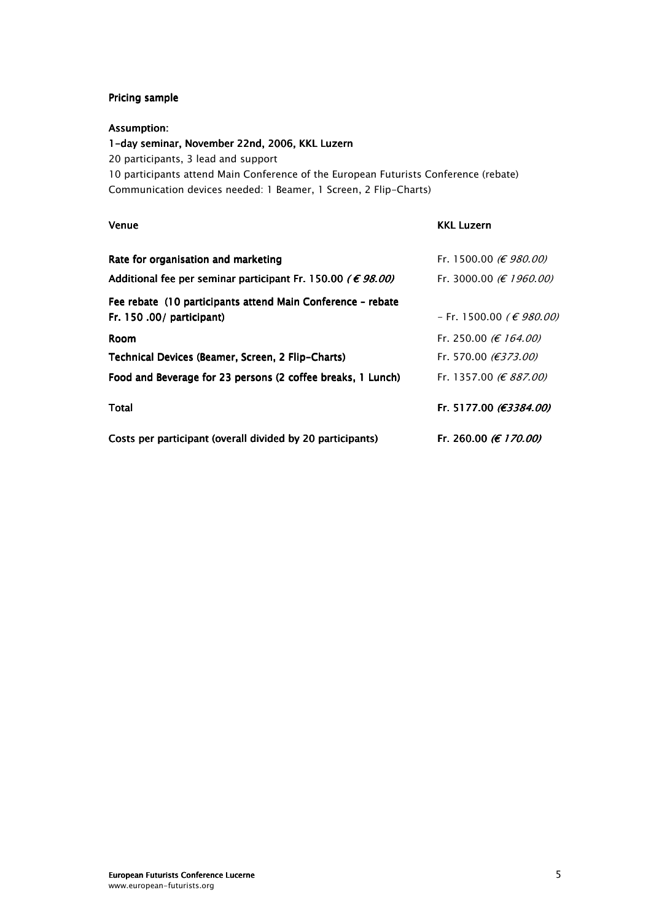**Pricing sample**

**Assumption:**
**1-day seminar, November 22nd, 2006, KKL Luzern**
20 participants, 3 lead and support
10 participants attend Main Conference of the European Futurists Conference (rebate)
Communication devices needed: 1 Beamer, 1 Screen, 2 Flip-Charts)

| **Venue** | **KKL Luzern** |
| --- | --- |
| **Rate for organisation and marketing** | Fr. 1500.00 *(€ 980.00)* |
| **Additional fee per seminar participant Fr. 150.00** ***( € 98.00)*** | Fr. 3000.00 *(€ 1960.00)* |
| **Fee rebate (10 participants attend Main Conference – rebate Fr. 150 .00/ participant)** | – Fr. 1500.00 *( € 980.00)* |
| **Room** | Fr. 250.00 *(€ 164.00)* |
| **Technical Devices (Beamer, Screen, 2 Flip-Charts)** | Fr. 570.00 *(€373.00)* |
| **Food and Beverage for 23 persons (2 coffee breaks, 1 Lunch)** | Fr. 1357.00 *(€ 887.00)* |
| **Total** | **Fr. 5177.00** ***(€3384.00)*** |
| **Costs per participant (overall divided by 20 participants)** | **Fr. 260.00** ***(€ 170.00)*** |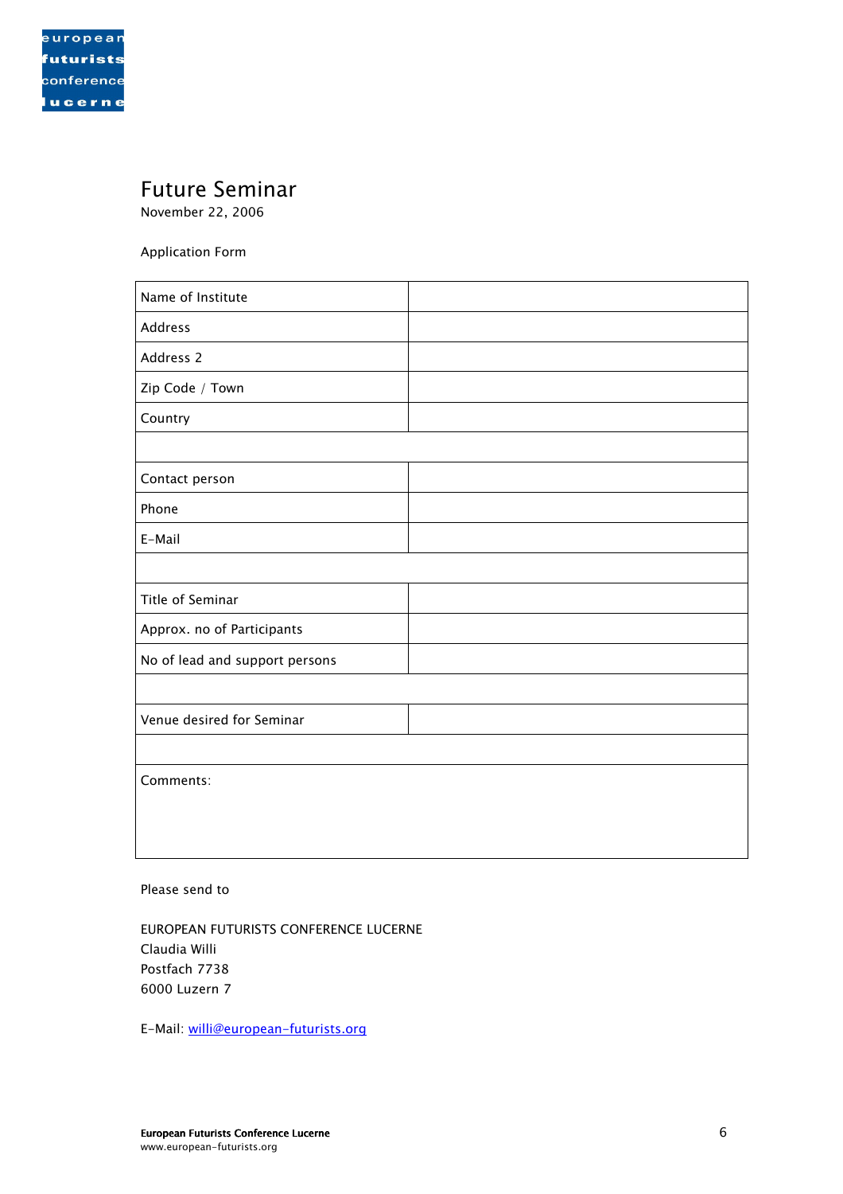# Future Seminar

November 22, 2006

Application Form

| | |
|---|---|
| Name of Institute | |
| Address | |
| Address 2 | |
| Zip Code / Town | |
| Country | |
| | |
| Contact person | |
| Phone | |
| E-Mail | |
| | |
| Title of Seminar | |
| Approx. no of Participants | |
| No of lead and support persons | |
| | |
| Venue desired for Seminar | |
| | |
| Comments: | |

Please send to

EUROPEAN FUTURISTS CONFERENCE LUCERNE  
Claudia Willi  
Postfach 7738  
6000 Luzern 7

E-Mail: willi@european-futurists.org